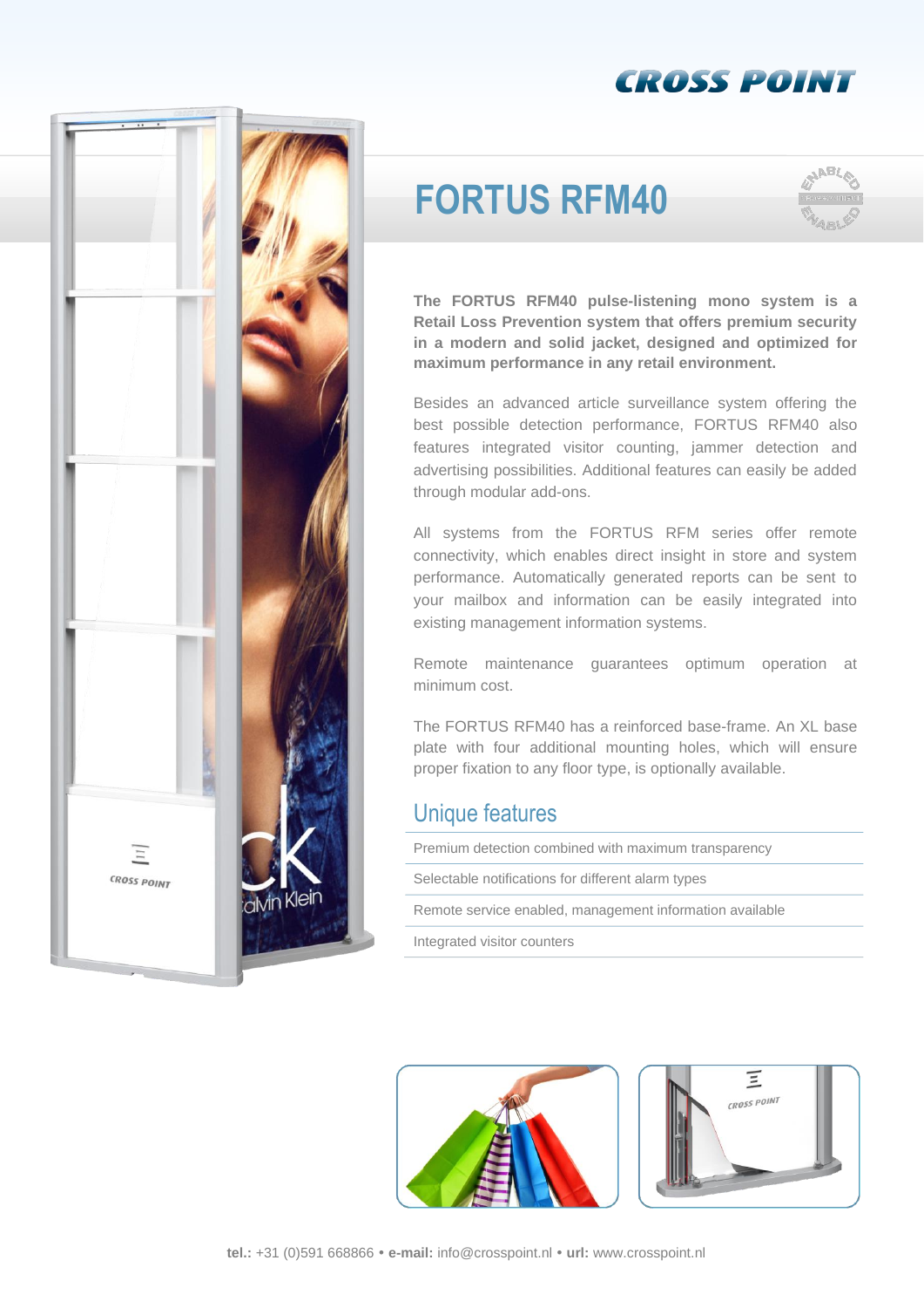CROSS POINT

# FORTUS RFM40

**The FORTUS RFM40 pulse-listening mono system is a Retail Loss Prevention system that offers premium security in a modern and solid jacket, designed and optimized for maximum performance in any retail environment.**

Besides an advanced article surveillance system offering the best possible detection performance, FORTUS RFM40 also features integrated visitor counting, jammer detection and advertising possibilities. Additional features can easily be added through modular add-ons.

All systems from the FORTUS RFM series offer remote connectivity, which enables direct insight in store and system performance. Automatically generated reports can be sent to your mailbox and information can be easily integrated into existing management information systems.

Remote maintenance guarantees optimum operation at minimum cost.

The FORTUS RFM40 has a reinforced base-frame. An XL base plate with four additional mounting holes, which will ensure proper fixation to any floor type, is optionally available.

## Unique features

- Premium detection combined with maximum transparency
- Selectable notifications for different alarm types
- Remote service enabled, management information available
- Integrated visitor counters

**tel.:** +31 (0)591 668866 • **e-mail:** info@crosspoint.nl • **url:** www.crosspoint.nl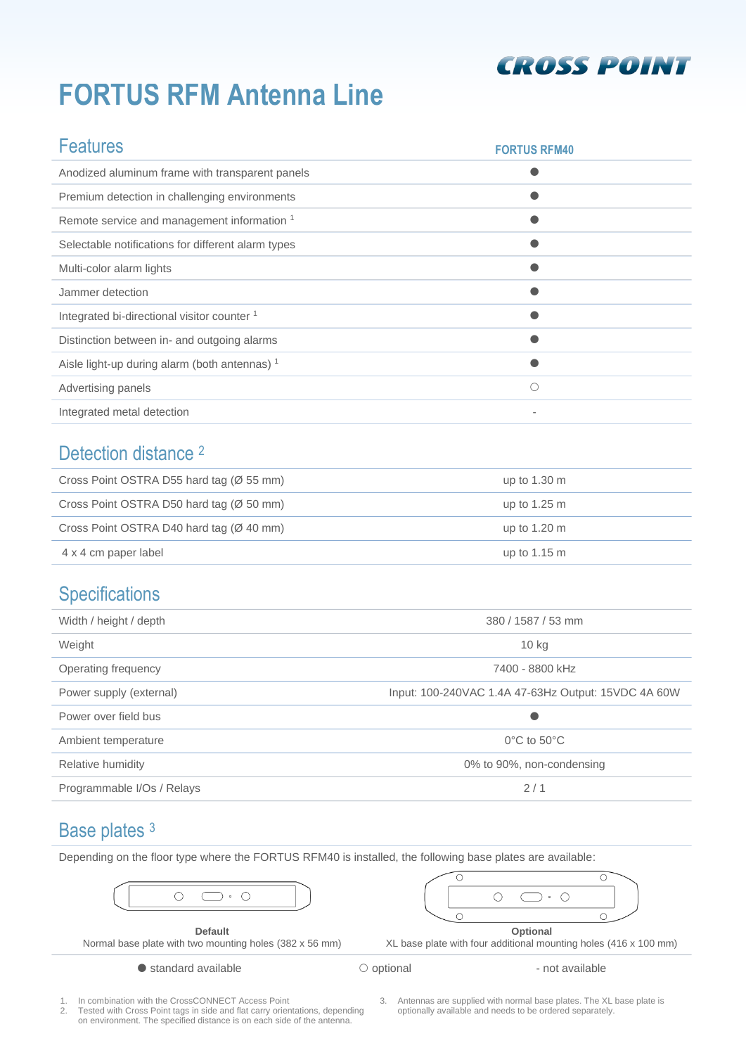CROSS POINT

# FORTUS RFM Antenna Line

## Features

| Features | FORTUS RFM40 |
|---|---|
| Anodized aluminum frame with transparent panels | ● |
| Premium detection in challenging environments | ● |
| Remote service and management information [1] | ● |
| Selectable notifications for different alarm types | ● |
| Multi-color alarm lights | ● |
| Jammer detection | ● |
| Integrated bi-directional visitor counter [1] | ● |
| Distinction between in- and outgoing alarms | ● |
| Aisle light-up during alarm (both antennas) [1] | ● |
| Advertising panels | ○ |
| Integrated metal detection | - |

## Detection distance [2]

| | |
|---|---|
| Cross Point OSTRA D55 hard tag (Ø 55 mm) | up to 1.30 m |
| Cross Point OSTRA D50 hard tag (Ø 50 mm) | up to 1.25 m |
| Cross Point OSTRA D40 hard tag (Ø 40 mm) | up to 1.20 m |
| 4 x 4 cm paper label | up to 1.15 m |

## Specifications

| | |
|---|---|
| Width / height / depth | 380 / 1587 / 53 mm |
| Weight | 10 kg |
| Operating frequency | 7400 - 8800 kHz |
| Power supply (external) | Input: 100-240VAC 1.4A 47-63Hz Output: 15VDC 4A 60W |
| Power over field bus | ● |
| Ambient temperature | 0°C to 50°C |
| Relative humidity | 0% to 90%, non-condensing |
| Programmable I/Os / Relays | 2 / 1 |

## Base plates [3]

Depending on the floor type where the FORTUS RFM40 is installed, the following base plates are available:

**Default**
Normal base plate with two mounting holes (382 x 56 mm)

**Optional**
XL base plate with four additional mounting holes (416 x 100 mm)

● standard available ○ optional - not available

1. In combination with the CrossCONNECT Access Point
2. Tested with Cross Point tags in side and flat carry orientations, depending on environment. The specified distance is on each side of the antenna.
3. Antennas are supplied with normal base plates. The XL base plate is optionally available and needs to be ordered separately.